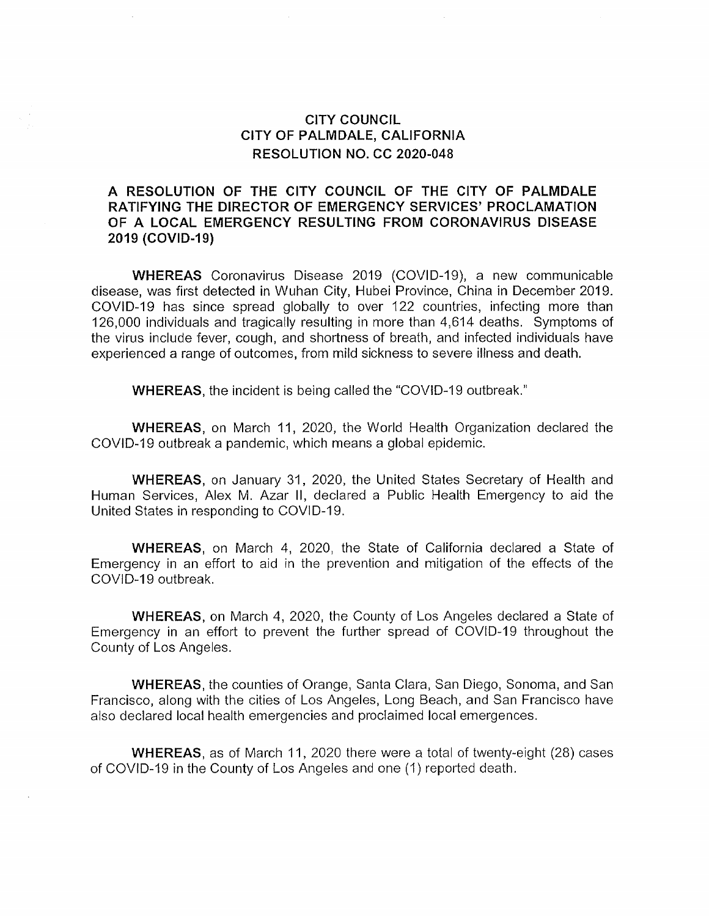# CITY COUNCIL
# CITY OF PALMDALE, CALIFORNIA
# RESOLUTION NO. CC 2020-048

## A RESOLUTION OF THE CITY COUNCIL OF THE CITY OF PALMDALE RATIFYING THE DIRECTOR OF EMERGENCY SERVICES' PROCLAMATION OF A LOCAL EMERGENCY RESULTING FROM CORONAVIRUS DISEASE 2019 (COVID-19)

**WHEREAS** Coronavirus Disease 2019 (COVID-19), a new communicable disease, was first detected in Wuhan City, Hubei Province, China in December 2019. COVID-19 has since spread globally to over 122 countries, infecting more than 126,000 individuals and tragically resulting in more than 4,614 deaths. Symptoms of the virus include fever, cough, and shortness of breath, and infected individuals have experienced a range of outcomes, from mild sickness to severe illness and death.

**WHEREAS**, the incident is being called the "COVID-19 outbreak."

**WHEREAS**, on March 11, 2020, the World Health Organization declared the COVID-19 outbreak a pandemic, which means a global epidemic.

**WHEREAS**, on January 31, 2020, the United States Secretary of Health and Human Services, Alex M. Azar II, declared a Public Health Emergency to aid the United States in responding to COVID-19.

**WHEREAS**, on March 4, 2020, the State of California declared a State of Emergency in an effort to aid in the prevention and mitigation of the effects of the COVID-19 outbreak.

**WHEREAS**, on March 4, 2020, the County of Los Angeles declared a State of Emergency in an effort to prevent the further spread of COVID-19 throughout the County of Los Angeles.

**WHEREAS**, the counties of Orange, Santa Clara, San Diego, Sonoma, and San Francisco, along with the cities of Los Angeles, Long Beach, and San Francisco have also declared local health emergencies and proclaimed local emergences.

**WHEREAS**, as of March 11, 2020 there were a total of twenty-eight (28) cases of COVID-19 in the County of Los Angeles and one (1) reported death.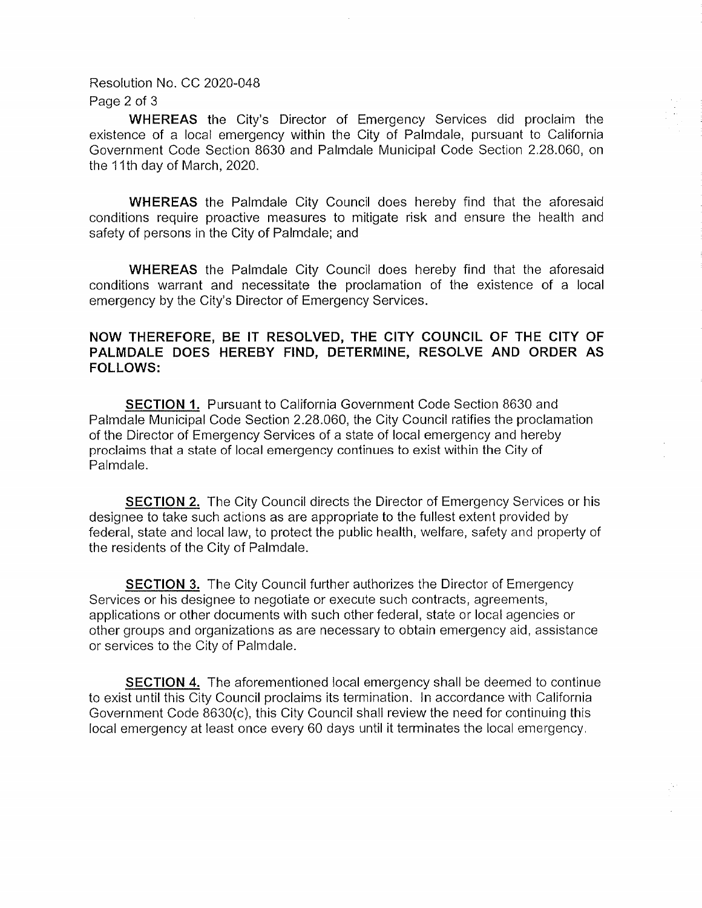**WHEREAS** the City's Director of Emergency Services did proclaim the existence of a local emergency within the City of Palmdale, pursuant to California Government Code Section 8630 and Palmdale Municipal Code Section 2.28.060, on the 11th day of March, 2020.

**WHEREAS** the Palmdale City Council does hereby find that the aforesaid conditions require proactive measures to mitigate risk and ensure the health and safety of persons in the City of Palmdale; and

**WHEREAS** the Palmdale City Council does hereby find that the aforesaid conditions warrant and necessitate the proclamation of the existence of a local emergency by the City's Director of Emergency Services.

**NOW THEREFORE, BE IT RESOLVED, THE CITY COUNCIL OF THE CITY OF PALMDALE DOES HEREBY FIND, DETERMINE, RESOLVE AND ORDER AS FOLLOWS:**

**SECTION 1.** Pursuant to California Government Code Section 8630 and Palmdale Municipal Code Section 2.28.060, the City Council ratifies the proclamation of the Director of Emergency Services of a state of local emergency and hereby proclaims that a state of local emergency continues to exist within the City of Palmdale.

**SECTION 2.** The City Council directs the Director of Emergency Services or his designee to take such actions as are appropriate to the fullest extent provided by federal, state and local law, to protect the public health, welfare, safety and property of the residents of the City of Palmdale.

**SECTION 3.** The City Council further authorizes the Director of Emergency Services or his designee to negotiate or execute such contracts, agreements, applications or other documents with such other federal, state or local agencies or other groups and organizations as are necessary to obtain emergency aid, assistance or services to the City of Palmdale.

**SECTION 4.** The aforementioned local emergency shall be deemed to continue to exist until this City Council proclaims its termination. In accordance with California Government Code 8630(c), this City Council shall review the need for continuing this local emergency at least once every 60 days until it terminates the local emergency.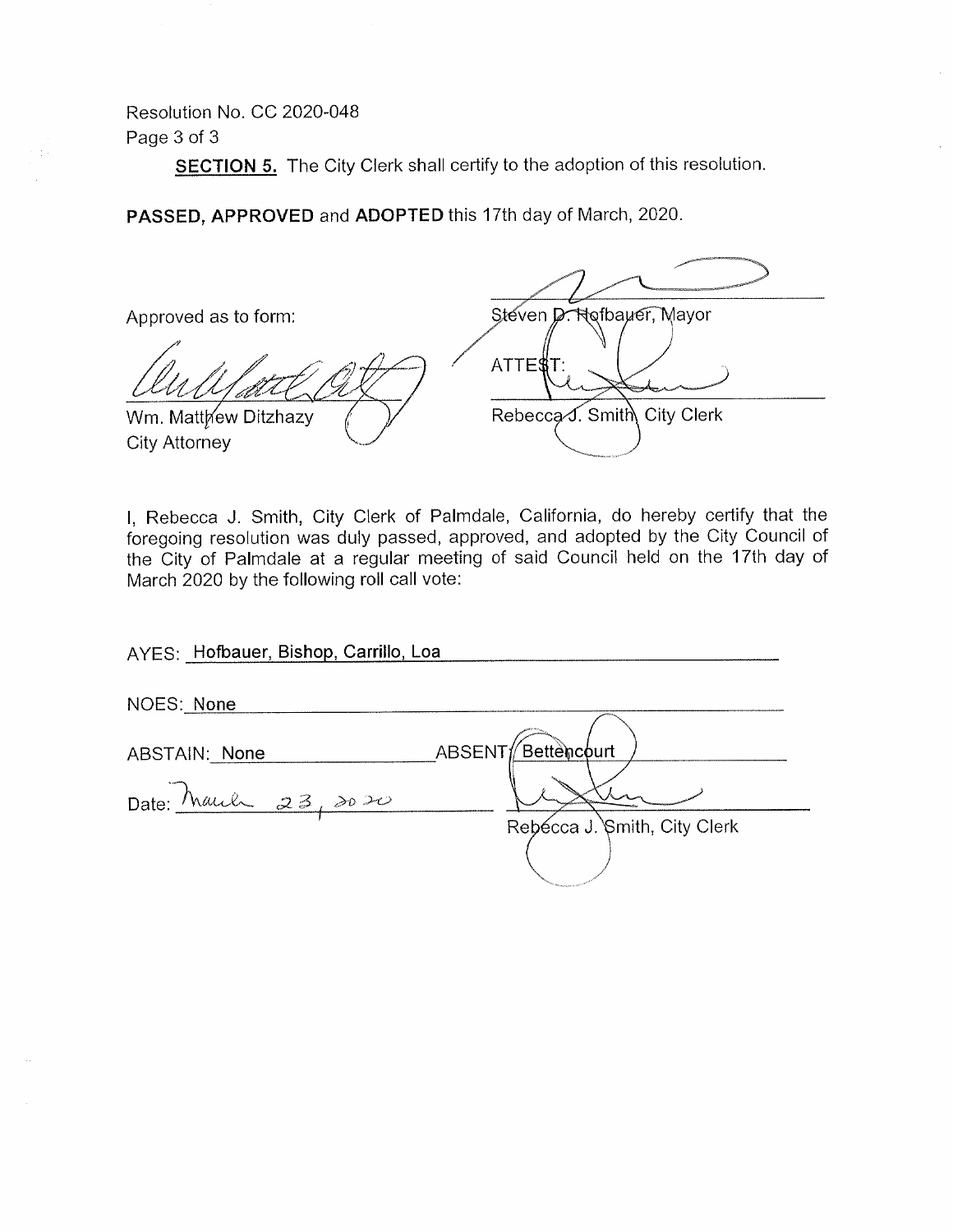Resolution No. CC 2020-048

**SECTION 5.** The City Clerk shall certify to the adoption of this resolution.

**PASSED, APPROVED** and **ADOPTED** this 17th day of March, 2020.

Approved as to form:

Wm. Matthew Ditzhazy
City Attorney

Steven D. Hofbauer, Mayor

ATTEST:

Rebecca J. Smith, City Clerk

I, Rebecca J. Smith, City Clerk of Palmdale, California, do hereby certify that the foregoing resolution was duly passed, approved, and adopted by the City Council of the City of Palmdale at a regular meeting of said Council held on the 17th day of March 2020 by the following roll call vote:

AYES: Hofbauer, Bishop, Carrillo, Loa

NOES: None

ABSTAIN: None

ABSENT: Bettencourt

Date: March 23, 2020

Rebecca J. Smith, City Clerk